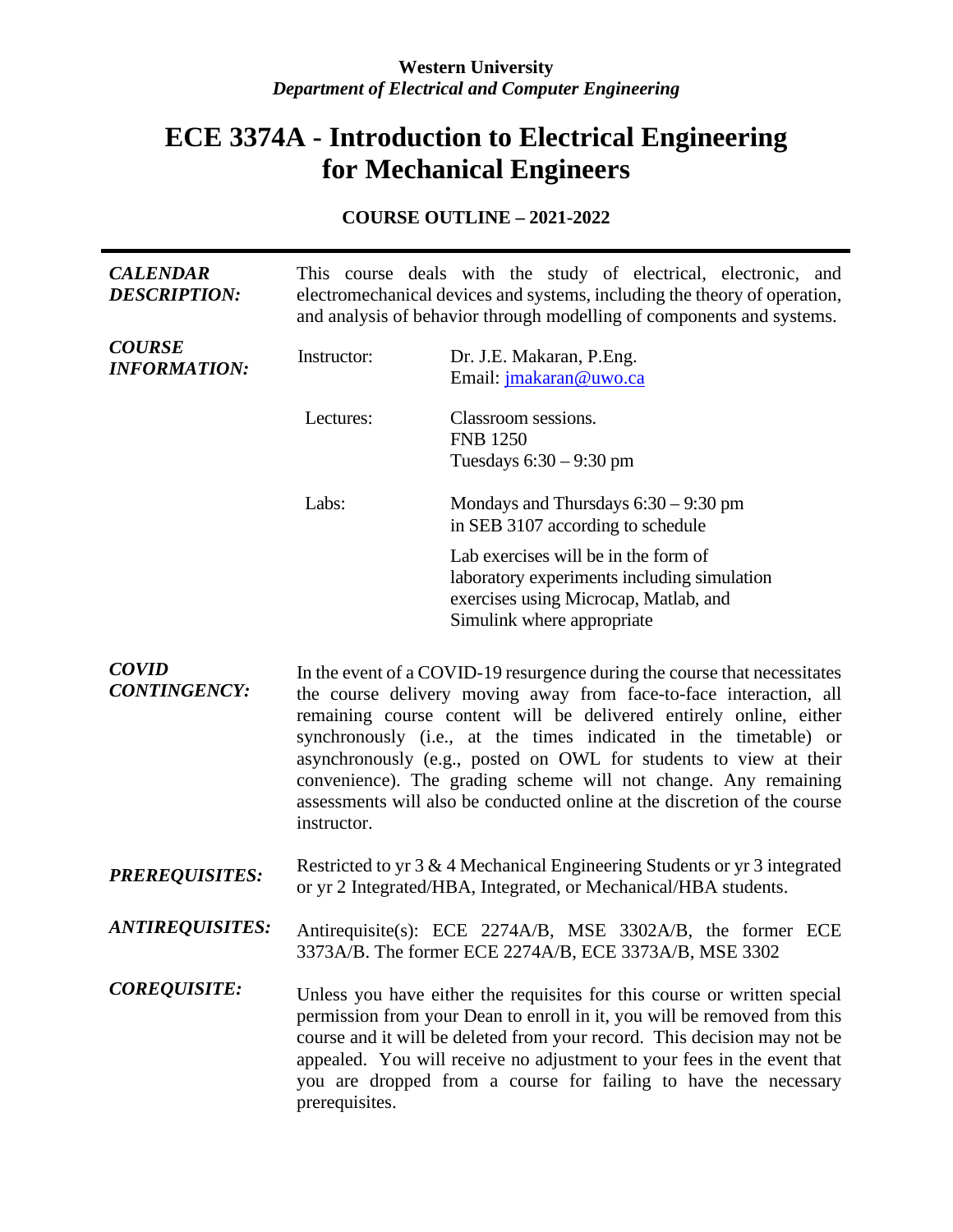**Western University**
*Department of Electrical and Computer Engineering*

# ECE 3374A - Introduction to Electrical Engineering for Mechanical Engineers

**COURSE OUTLINE – 2021-2022**

***CALENDAR DESCRIPTION:*** This course deals with the study of electrical, electronic, and electromechanical devices and systems, including the theory of operation, and analysis of behavior through modelling of components and systems.

***COURSE INFORMATION:***

| | |
|---|---|
| Instructor: | Dr. J.E. Makaran, P.Eng.<br>Email: jmakaran@uwo.ca |
| Lectures: | Classroom sessions.<br>FNB 1250<br>Tuesdays 6:30 – 9:30 pm |
| Labs: | Mondays and Thursdays 6:30 – 9:30 pm<br>in SEB 3107 according to schedule<br><br>Lab exercises will be in the form of laboratory experiments including simulation exercises using Microcap, Matlab, and Simulink where appropriate |

***COVID CONTINGENCY:*** In the event of a COVID-19 resurgence during the course that necessitates the course delivery moving away from face-to-face interaction, all remaining course content will be delivered entirely online, either synchronously (i.e., at the times indicated in the timetable) or asynchronously (e.g., posted on OWL for students to view at their convenience). The grading scheme will not change. Any remaining assessments will also be conducted online at the discretion of the course instructor.

***PREREQUISITES:*** Restricted to yr 3 & 4 Mechanical Engineering Students or yr 3 integrated or yr 2 Integrated/HBA, Integrated, or Mechanical/HBA students.

***ANTIREQUISITES:*** Antirequisite(s): ECE 2274A/B, MSE 3302A/B, the former ECE 3373A/B. The former ECE 2274A/B, ECE 3373A/B, MSE 3302

***COREQUISITE:*** Unless you have either the requisites for this course or written special permission from your Dean to enroll in it, you will be removed from this course and it will be deleted from your record. This decision may not be appealed. You will receive no adjustment to your fees in the event that you are dropped from a course for failing to have the necessary prerequisites.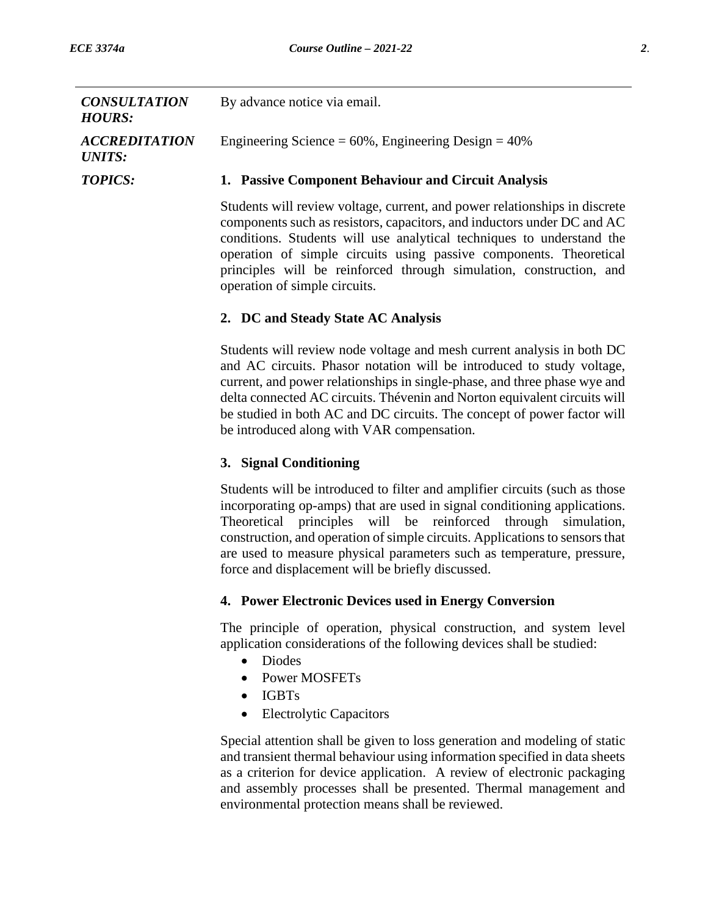***CONSULTATION HOURS:*** By advance notice via email.

***ACCREDITATION UNITS:*** Engineering Science = 60%, Engineering Design = 40%

***TOPICS:***

**1. Passive Component Behaviour and Circuit Analysis**

Students will review voltage, current, and power relationships in discrete components such as resistors, capacitors, and inductors under DC and AC conditions. Students will use analytical techniques to understand the operation of simple circuits using passive components. Theoretical principles will be reinforced through simulation, construction, and operation of simple circuits.

**2. DC and Steady State AC Analysis**

Students will review node voltage and mesh current analysis in both DC and AC circuits. Phasor notation will be introduced to study voltage, current, and power relationships in single-phase, and three phase wye and delta connected AC circuits. Thévenin and Norton equivalent circuits will be studied in both AC and DC circuits. The concept of power factor will be introduced along with VAR compensation.

**3. Signal Conditioning**

Students will be introduced to filter and amplifier circuits (such as those incorporating op-amps) that are used in signal conditioning applications. Theoretical principles will be reinforced through simulation, construction, and operation of simple circuits. Applications to sensors that are used to measure physical parameters such as temperature, pressure, force and displacement will be briefly discussed.

**4. Power Electronic Devices used in Energy Conversion**

The principle of operation, physical construction, and system level application considerations of the following devices shall be studied:

- Diodes
- Power MOSFETs
- IGBTs
- Electrolytic Capacitors

Special attention shall be given to loss generation and modeling of static and transient thermal behaviour using information specified in data sheets as a criterion for device application. A review of electronic packaging and assembly processes shall be presented. Thermal management and environmental protection means shall be reviewed.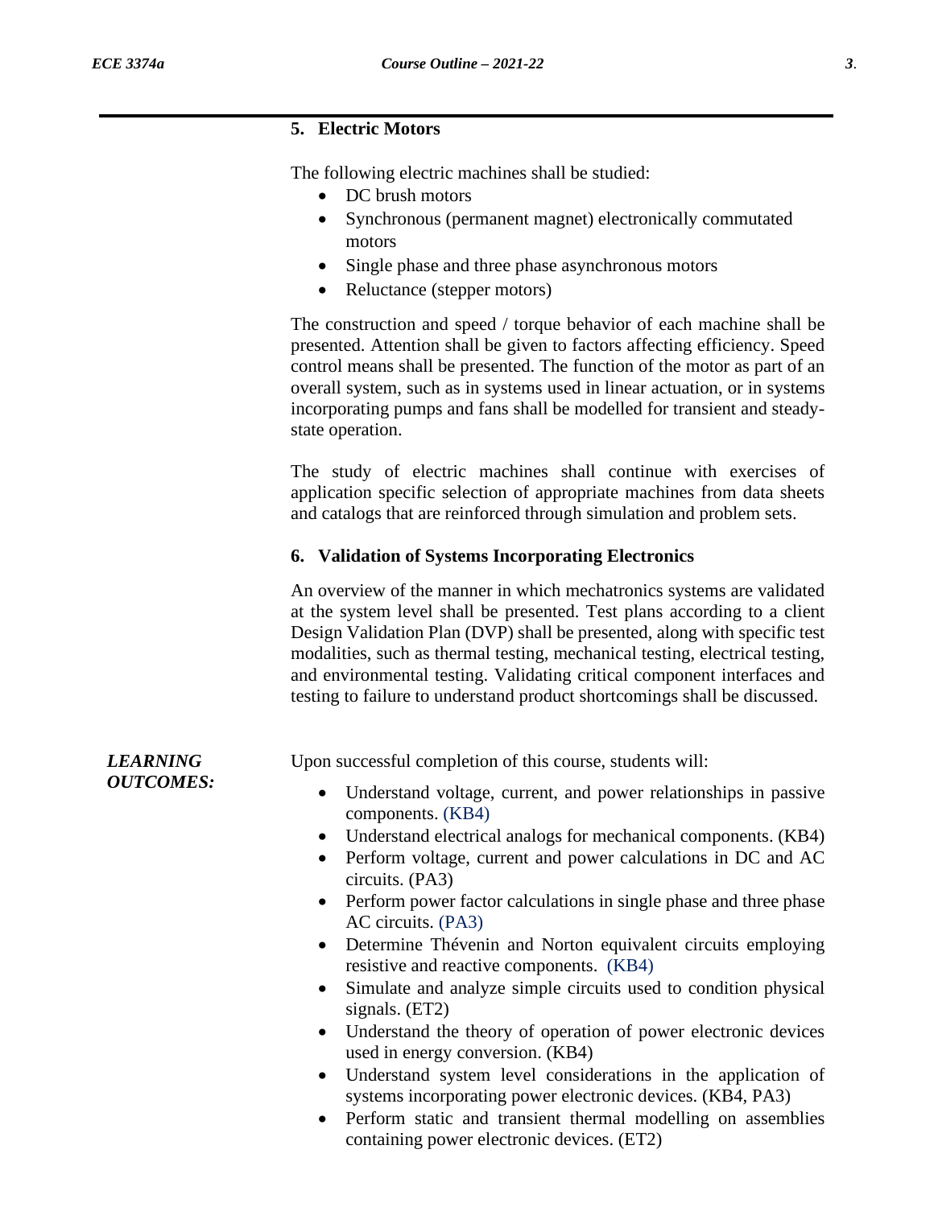### 5. Electric Motors

The following electric machines shall be studied:

- DC brush motors
- Synchronous (permanent magnet) electronically commutated motors
- Single phase and three phase asynchronous motors
- Reluctance (stepper motors)

The construction and speed / torque behavior of each machine shall be presented. Attention shall be given to factors affecting efficiency. Speed control means shall be presented. The function of the motor as part of an overall system, such as in systems used in linear actuation, or in systems incorporating pumps and fans shall be modelled for transient and steady-state operation.

The study of electric machines shall continue with exercises of application specific selection of appropriate machines from data sheets and catalogs that are reinforced through simulation and problem sets.

### 6. Validation of Systems Incorporating Electronics

An overview of the manner in which mechatronics systems are validated at the system level shall be presented. Test plans according to a client Design Validation Plan (DVP) shall be presented, along with specific test modalities, such as thermal testing, mechanical testing, electrical testing, and environmental testing. Validating critical component interfaces and testing to failure to understand product shortcomings shall be discussed.

***LEARNING OUTCOMES:***

Upon successful completion of this course, students will:

- Understand voltage, current, and power relationships in passive components. (KB4)
- Understand electrical analogs for mechanical components. (KB4)
- Perform voltage, current and power calculations in DC and AC circuits. (PA3)
- Perform power factor calculations in single phase and three phase AC circuits. (PA3)
- Determine Thévenin and Norton equivalent circuits employing resistive and reactive components. (KB4)
- Simulate and analyze simple circuits used to condition physical signals. (ET2)
- Understand the theory of operation of power electronic devices used in energy conversion. (KB4)
- Understand system level considerations in the application of systems incorporating power electronic devices. (KB4, PA3)
- Perform static and transient thermal modelling on assemblies containing power electronic devices. (ET2)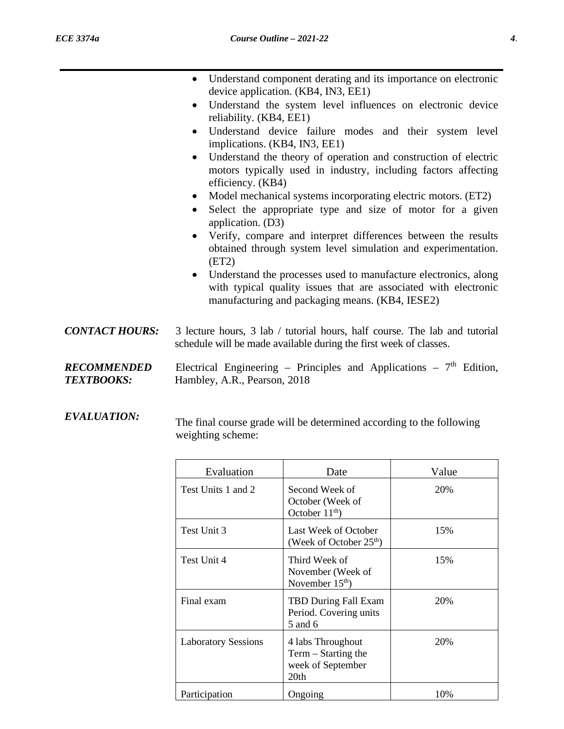- Understand component derating and its importance on electronic device application. (KB4, IN3, EE1)
- Understand the system level influences on electronic device reliability. (KB4, EE1)
- Understand device failure modes and their system level implications. (KB4, IN3, EE1)
- Understand the theory of operation and construction of electric motors typically used in industry, including factors affecting efficiency. (KB4)
- Model mechanical systems incorporating electric motors. (ET2)
- Select the appropriate type and size of motor for a given application. (D3)
- Verify, compare and interpret differences between the results obtained through system level simulation and experimentation. (ET2)
- Understand the processes used to manufacture electronics, along with typical quality issues that are associated with electronic manufacturing and packaging means. (KB4, IESE2)

***CONTACT HOURS:*** 3 lecture hours, 3 lab / tutorial hours, half course. The lab and tutorial schedule will be made available during the first week of classes.

***RECOMMENDED TEXTBOOKS:*** Electrical Engineering – Principles and Applications – 7th Edition, Hambley, A.R., Pearson, 2018

***EVALUATION:*** The final course grade will be determined according to the following weighting scheme:

| Evaluation | Date | Value |
|---|---|---|
| Test Units 1 and 2 | Second Week of October (Week of October 11th) | 20% |
| Test Unit 3 | Last Week of October (Week of October 25th) | 15% |
| Test Unit 4 | Third Week of November (Week of November 15th) | 15% |
| Final exam | TBD During Fall Exam Period. Covering units 5 and 6 | 20% |
| Laboratory Sessions | 4 labs Throughout Term – Starting the week of September 20th | 20% |
| Participation | Ongoing | 10% |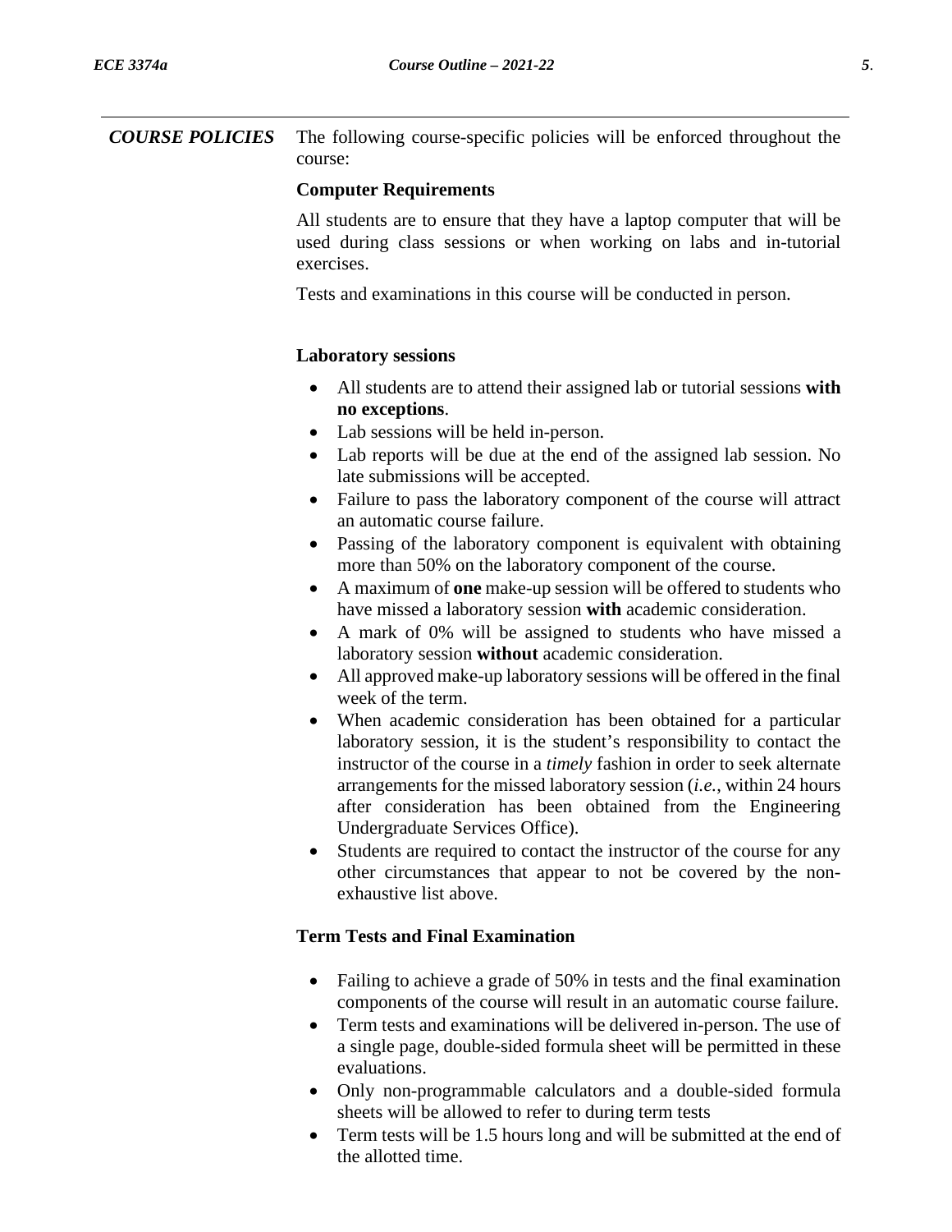## COURSE POLICIES

The following course-specific policies will be enforced throughout the course:

**Computer Requirements**

All students are to ensure that they have a laptop computer that will be used during class sessions or when working on labs and in-tutorial exercises.

Tests and examinations in this course will be conducted in person.

**Laboratory sessions**

- All students are to attend their assigned lab or tutorial sessions **with no exceptions**.
- Lab sessions will be held in-person.
- Lab reports will be due at the end of the assigned lab session. No late submissions will be accepted.
- Failure to pass the laboratory component of the course will attract an automatic course failure.
- Passing of the laboratory component is equivalent with obtaining more than 50% on the laboratory component of the course.
- A maximum of **one** make-up session will be offered to students who have missed a laboratory session **with** academic consideration.
- A mark of 0% will be assigned to students who have missed a laboratory session **without** academic consideration.
- All approved make-up laboratory sessions will be offered in the final week of the term.
- When academic consideration has been obtained for a particular laboratory session, it is the student's responsibility to contact the instructor of the course in a *timely* fashion in order to seek alternate arrangements for the missed laboratory session (*i.e.*, within 24 hours after consideration has been obtained from the Engineering Undergraduate Services Office).
- Students are required to contact the instructor of the course for any other circumstances that appear to not be covered by the non-exhaustive list above.

**Term Tests and Final Examination**

- Failing to achieve a grade of 50% in tests and the final examination components of the course will result in an automatic course failure.
- Term tests and examinations will be delivered in-person. The use of a single page, double-sided formula sheet will be permitted in these evaluations.
- Only non-programmable calculators and a double-sided formula sheets will be allowed to refer to during term tests
- Term tests will be 1.5 hours long and will be submitted at the end of the allotted time.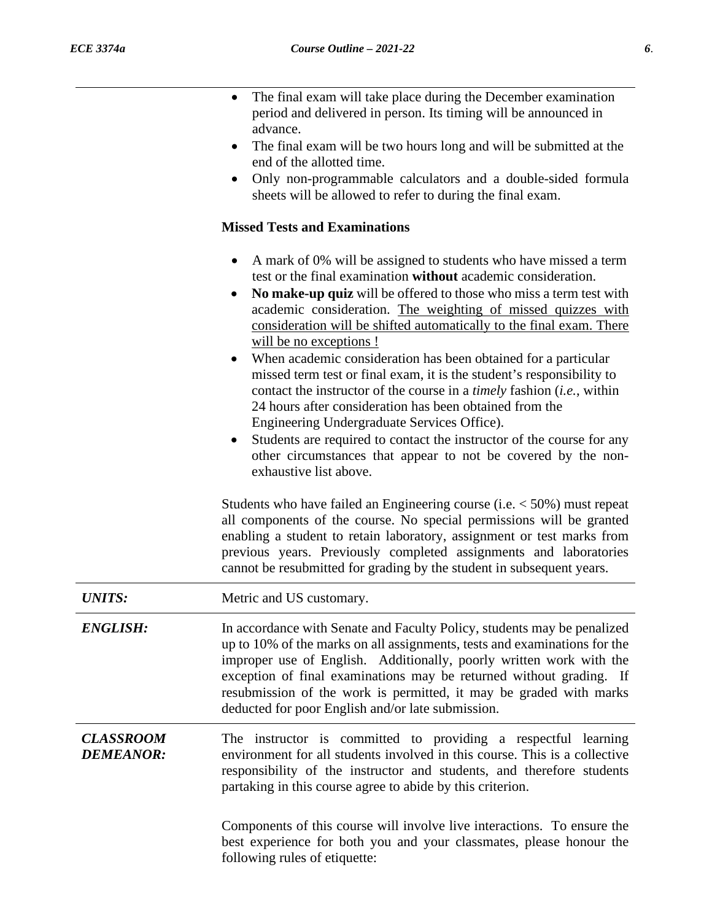- The final exam will take place during the December examination period and delivered in person. Its timing will be announced in advance.
- The final exam will be two hours long and will be submitted at the end of the allotted time.
- Only non-programmable calculators and a double-sided formula sheets will be allowed to refer to during the final exam.

**Missed Tests and Examinations**

- A mark of 0% will be assigned to students who have missed a term test or the final examination **without** academic consideration.
- **No make-up quiz** will be offered to those who miss a term test with academic consideration. <u>The weighting of missed quizzes with consideration will be shifted automatically to the final exam. There will be no exceptions !</u>
- When academic consideration has been obtained for a particular missed term test or final exam, it is the student's responsibility to contact the instructor of the course in a *timely* fashion (*i.e.*, within 24 hours after consideration has been obtained from the Engineering Undergraduate Services Office).
- Students are required to contact the instructor of the course for any other circumstances that appear to not be covered by the non-exhaustive list above.

Students who have failed an Engineering course (i.e. < 50%) must repeat all components of the course. No special permissions will be granted enabling a student to retain laboratory, assignment or test marks from previous years. Previously completed assignments and laboratories cannot be resubmitted for grading by the student in subsequent years.

***UNITS:*** Metric and US customary.

***ENGLISH:*** In accordance with Senate and Faculty Policy, students may be penalized up to 10% of the marks on all assignments, tests and examinations for the improper use of English. Additionally, poorly written work with the exception of final examinations may be returned without grading. If resubmission of the work is permitted, it may be graded with marks deducted for poor English and/or late submission.

***CLASSROOM DEMEANOR:*** The instructor is committed to providing a respectful learning environment for all students involved in this course. This is a collective responsibility of the instructor and students, and therefore students partaking in this course agree to abide by this criterion.

Components of this course will involve live interactions. To ensure the best experience for both you and your classmates, please honour the following rules of etiquette: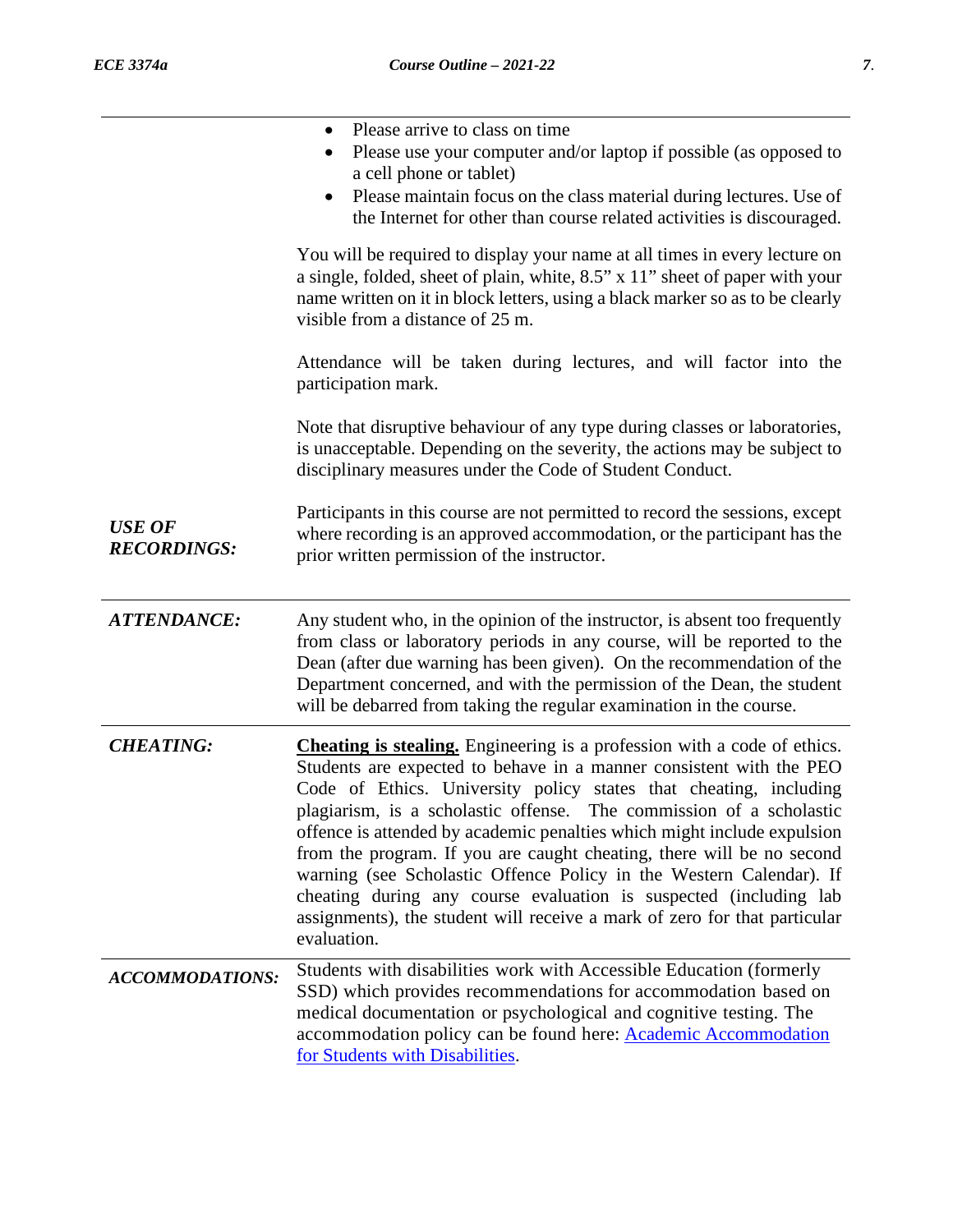- Please arrive to class on time
- Please use your computer and/or laptop if possible (as opposed to a cell phone or tablet)
- Please maintain focus on the class material during lectures. Use of the Internet for other than course related activities is discouraged.

You will be required to display your name at all times in every lecture on a single, folded, sheet of plain, white, 8.5" x 11" sheet of paper with your name written on it in block letters, using a black marker so as to be clearly visible from a distance of 25 m.

Attendance will be taken during lectures, and will factor into the participation mark.

Note that disruptive behaviour of any type during classes or laboratories, is unacceptable. Depending on the severity, the actions may be subject to disciplinary measures under the Code of Student Conduct.

***USE OF RECORDINGS:***

Participants in this course are not permitted to record the sessions, except where recording is an approved accommodation, or the participant has the prior written permission of the instructor.

***ATTENDANCE:***

Any student who, in the opinion of the instructor, is absent too frequently from class or laboratory periods in any course, will be reported to the Dean (after due warning has been given). On the recommendation of the Department concerned, and with the permission of the Dean, the student will be debarred from taking the regular examination in the course.

***CHEATING:***

**Cheating is stealing.** Engineering is a profession with a code of ethics. Students are expected to behave in a manner consistent with the PEO Code of Ethics. University policy states that cheating, including plagiarism, is a scholastic offense. The commission of a scholastic offence is attended by academic penalties which might include expulsion from the program. If you are caught cheating, there will be no second warning (see Scholastic Offence Policy in the Western Calendar). If cheating during any course evaluation is suspected (including lab assignments), the student will receive a mark of zero for that particular evaluation.

***ACCOMMODATIONS:***

Students with disabilities work with Accessible Education (formerly SSD) which provides recommendations for accommodation based on medical documentation or psychological and cognitive testing. The accommodation policy can be found here: Academic Accommodation for Students with Disabilities.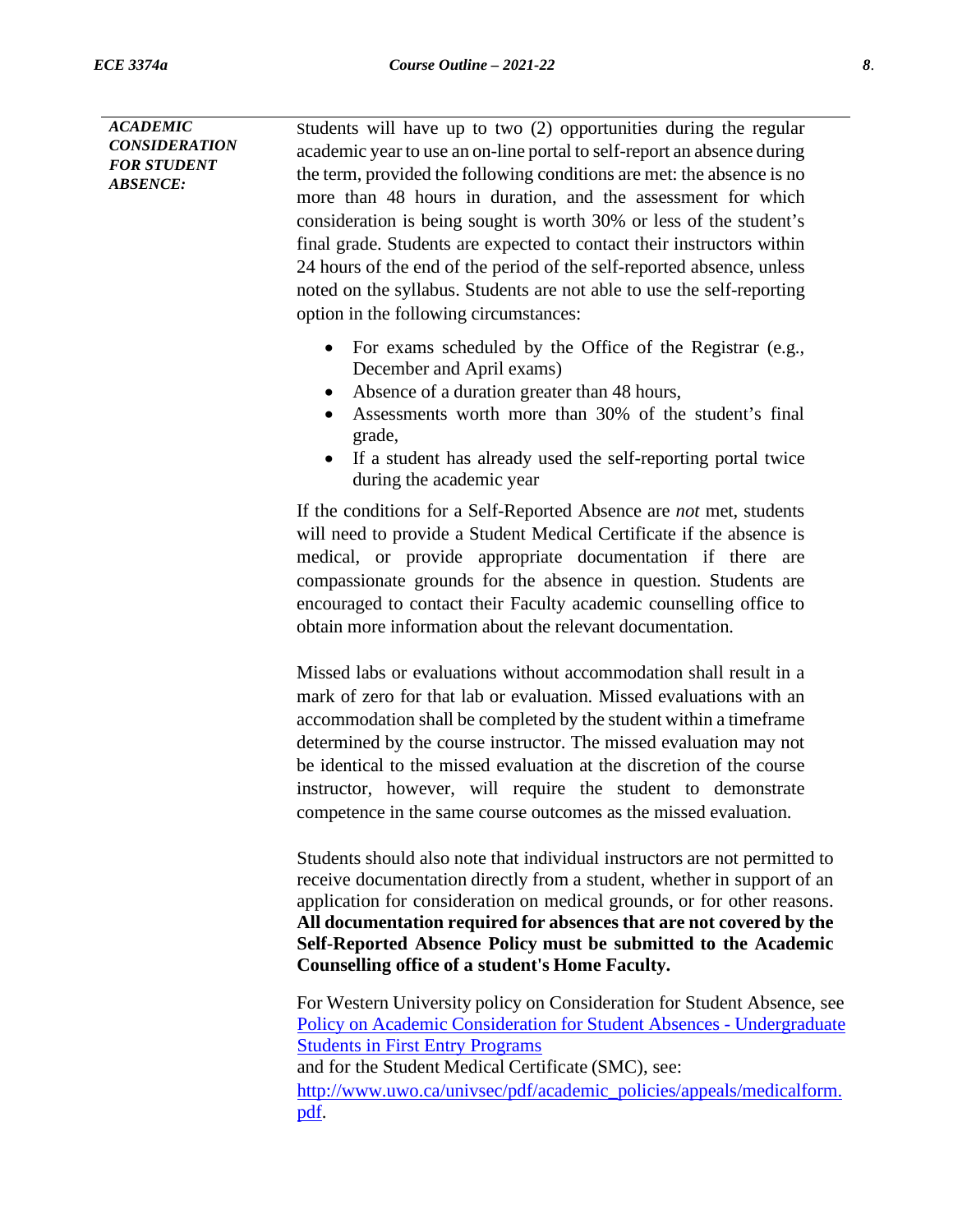***ACADEMIC CONSIDERATION FOR STUDENT ABSENCE:***

Students will have up to two (2) opportunities during the regular academic year to use an on-line portal to self-report an absence during the term, provided the following conditions are met: the absence is no more than 48 hours in duration, and the assessment for which consideration is being sought is worth 30% or less of the student's final grade. Students are expected to contact their instructors within 24 hours of the end of the period of the self-reported absence, unless noted on the syllabus. Students are not able to use the self-reporting option in the following circumstances:

- For exams scheduled by the Office of the Registrar (e.g., December and April exams)
- Absence of a duration greater than 48 hours,
- Assessments worth more than 30% of the student's final grade,
- If a student has already used the self-reporting portal twice during the academic year

If the conditions for a Self-Reported Absence are *not* met, students will need to provide a Student Medical Certificate if the absence is medical, or provide appropriate documentation if there are compassionate grounds for the absence in question. Students are encouraged to contact their Faculty academic counselling office to obtain more information about the relevant documentation.

Missed labs or evaluations without accommodation shall result in a mark of zero for that lab or evaluation. Missed evaluations with an accommodation shall be completed by the student within a timeframe determined by the course instructor. The missed evaluation may not be identical to the missed evaluation at the discretion of the course instructor, however, will require the student to demonstrate competence in the same course outcomes as the missed evaluation.

Students should also note that individual instructors are not permitted to receive documentation directly from a student, whether in support of an application for consideration on medical grounds, or for other reasons. **All documentation required for absences that are not covered by the Self-Reported Absence Policy must be submitted to the Academic Counselling office of a student's Home Faculty.**

For Western University policy on Consideration for Student Absence, see [Policy on Academic Consideration for Student Absences - Undergraduate Students in First Entry Programs]()
and for the Student Medical Certificate (SMC), see:
[http://www.uwo.ca/univsec/pdf/academic_policies/appeals/medicalform.pdf](http://www.uwo.ca/univsec/pdf/academic_policies/appeals/medicalform.pdf).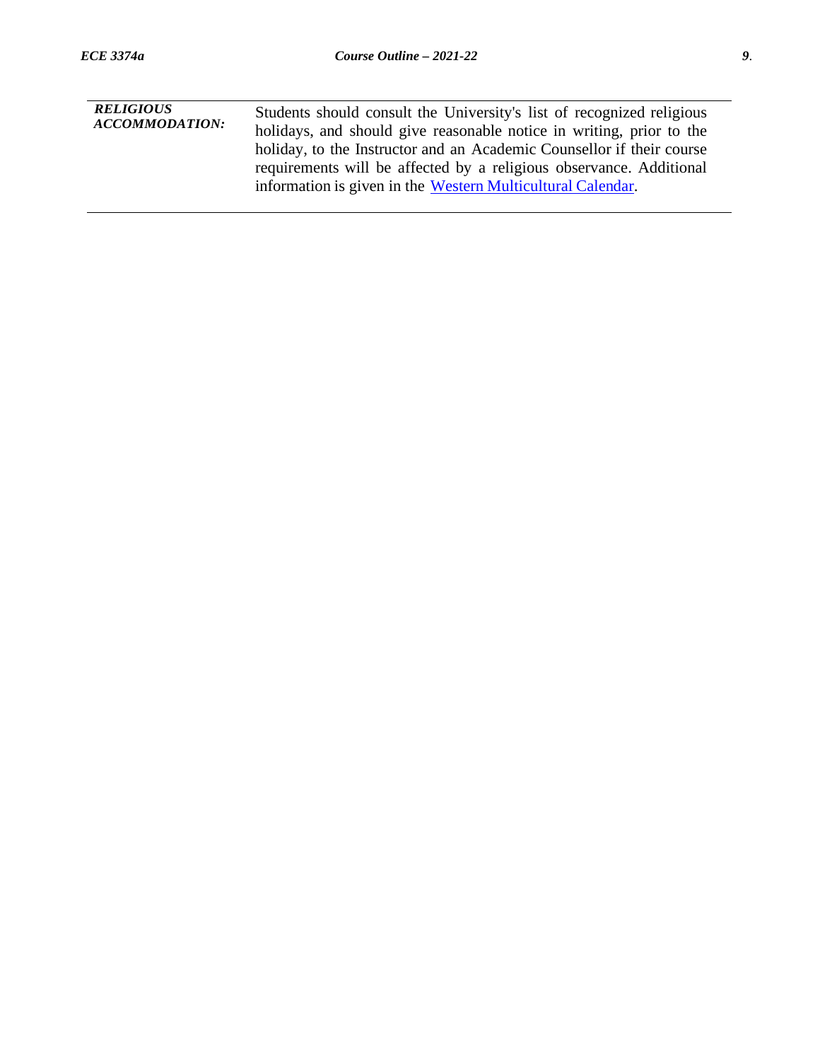| | |
|---|---|
| ***RELIGIOUS ACCOMMODATION:*** | Students should consult the University's list of recognized religious holidays, and should give reasonable notice in writing, prior to the holiday, to the Instructor and an Academic Counsellor if their course requirements will be affected by a religious observance. Additional information is given in the Western Multicultural Calendar. |